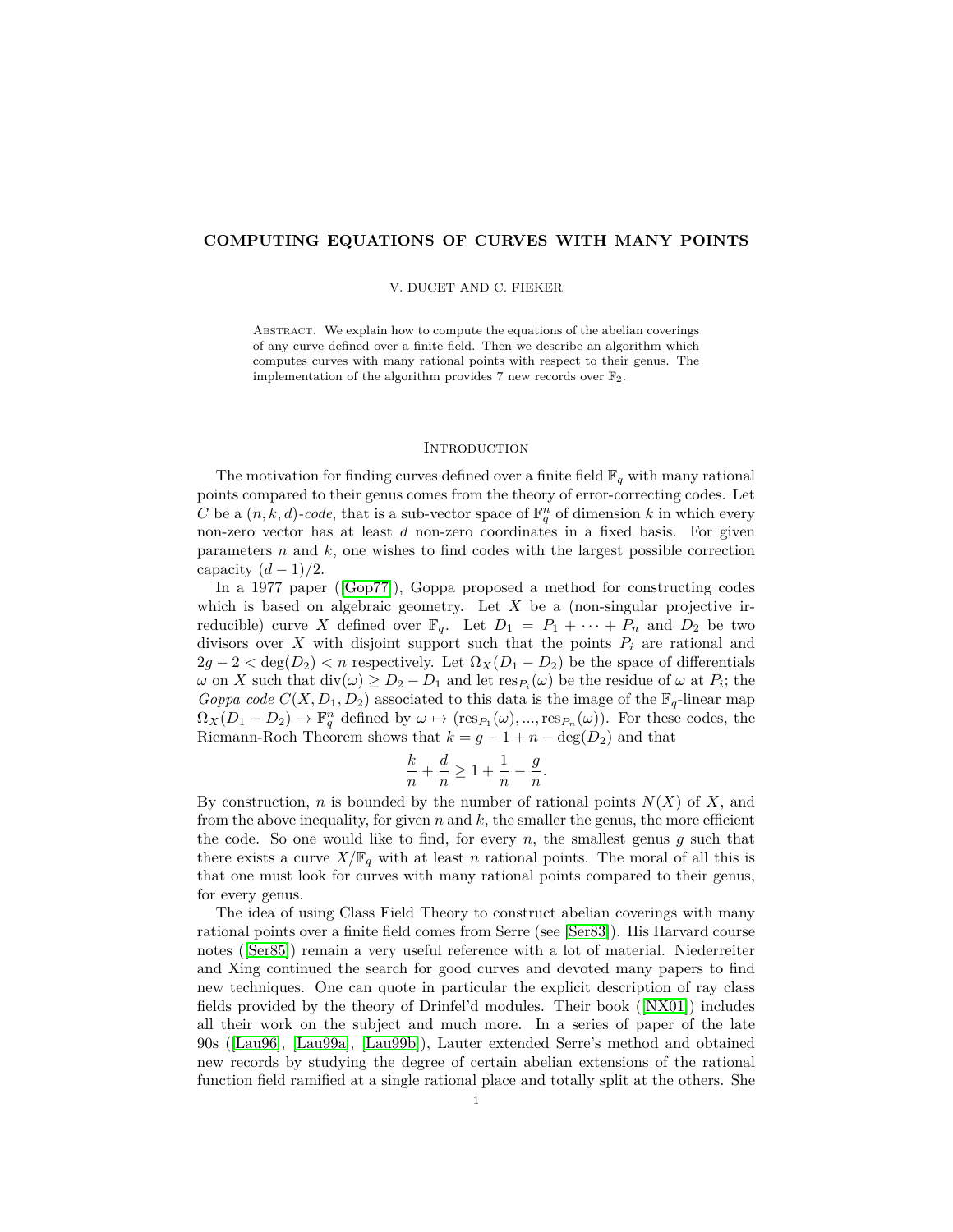# COMPUTING EQUATIONS OF CURVES WITH MANY POINTS

V. DUCET AND C. FIEKER

ABSTRACT. We explain how to compute the equations of the abelian coverings of any curve defined over a finite field. Then we describe an algorithm which computes curves with many rational points with respect to their genus. The implementation of the algorithm provides 7 new records over $\mathbb{F}_2$.

## INTRODUCTION

The motivation for finding curves defined over a finite field $\mathbb{F}_q$ with many rational points compared to their genus comes from the theory of error-correcting codes. Let $C$ be a $(n, k, d)$-*code*, that is a sub-vector space of $\mathbb{F}_q^n$ of dimension $k$ in which every non-zero vector has at least $d$ non-zero coordinates in a fixed basis. For given parameters $n$ and $k$, one wishes to find codes with the largest possible correction capacity $(d-1)/2$.

In a 1977 paper ([Gop77]), Goppa proposed a method for constructing codes which is based on algebraic geometry. Let $X$ be a (non-singular projective irreducible) curve $X$ defined over $\mathbb{F}_q$. Let $D_1 = P_1 + \cdots + P_n$ and $D_2$ be two divisors over $X$ with disjoint support such that the points $P_i$ are rational and $2g-2 < \deg(D_2) < n$ respectively. Let $\Omega_X(D_1 - D_2)$ be the space of differentials $\omega$ on $X$ such that $\mathrm{div}(\omega) \geq D_2 - D_1$ and let $\mathrm{res}_{P_i}(\omega)$ be the residue of $\omega$ at $P_i$; the *Goppa code* $C(X, D_1, D_2)$ associated to this data is the image of the $\mathbb{F}_q$-linear map $\Omega_X(D_1 - D_2) \to \mathbb{F}_q^n$ defined by $\omega \mapsto (\mathrm{res}_{P_1}(\omega), ..., \mathrm{res}_{P_n}(\omega))$. For these codes, the Riemann-Roch Theorem shows that $k = g - 1 + n - \deg(D_2)$ and that

$$\frac{k}{n} + \frac{d}{n} \geq 1 + \frac{1}{n} - \frac{g}{n}.$$

By construction, $n$ is bounded by the number of rational points $N(X)$ of $X$, and from the above inequality, for given $n$ and $k$, the smaller the genus, the more efficient the code. So one would like to find, for every $n$, the smallest genus $g$ such that there exists a curve $X/\mathbb{F}_q$ with at least $n$ rational points. The moral of all this is that one must look for curves with many rational points compared to their genus, for every genus.

The idea of using Class Field Theory to construct abelian coverings with many rational points over a finite field comes from Serre (see [Ser83]). His Harvard course notes ([Ser85]) remain a very useful reference with a lot of material. Niederreiter and Xing continued the search for good curves and devoted many papers to find new techniques. One can quote in particular the explicit description of ray class fields provided by the theory of Drinfel'd modules. Their book ([NX01]) includes all their work on the subject and much more. In a series of paper of the late 90s ([Lau96], [Lau99a], [Lau99b]), Lauter extended Serre's method and obtained new records by studying the degree of certain abelian extensions of the rational function field ramified at a single rational place and totally split at the others. She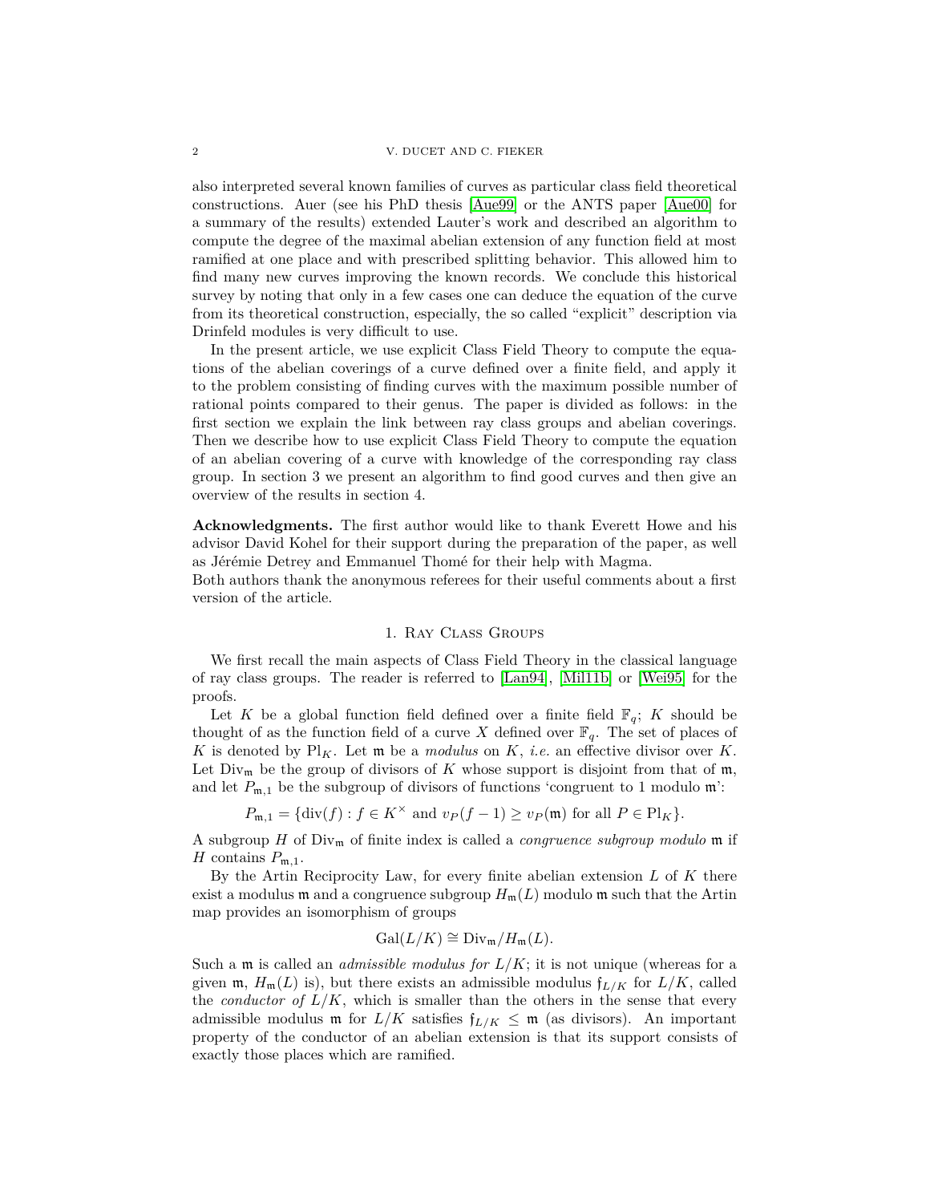also interpreted several known families of curves as particular class field theoretical constructions. Auer (see his PhD thesis [Aue99] or the ANTS paper [Aue00] for a summary of the results) extended Lauter's work and described an algorithm to compute the degree of the maximal abelian extension of any function field at most ramified at one place and with prescribed splitting behavior. This allowed him to find many new curves improving the known records. We conclude this historical survey by noting that only in a few cases one can deduce the equation of the curve from its theoretical construction, especially, the so called "explicit" description via Drinfeld modules is very difficult to use.

In the present article, we use explicit Class Field Theory to compute the equations of the abelian coverings of a curve defined over a finite field, and apply it to the problem consisting of finding curves with the maximum possible number of rational points compared to their genus. The paper is divided as follows: in the first section we explain the link between ray class groups and abelian coverings. Then we describe how to use explicit Class Field Theory to compute the equation of an abelian covering of a curve with knowledge of the corresponding ray class group. In section 3 we present an algorithm to find good curves and then give an overview of the results in section 4.

**Acknowledgments.** The first author would like to thank Everett Howe and his advisor David Kohel for their support during the preparation of the paper, as well as Jérémie Detrey and Emmanuel Thomé for their help with Magma.
Both authors thank the anonymous referees for their useful comments about a first version of the article.

## 1. Ray Class Groups

We first recall the main aspects of Class Field Theory in the classical language of ray class groups. The reader is referred to [Lan94], [Mil11b] or [Wei95] for the proofs.

Let $K$ be a global function field defined over a finite field $\mathbb{F}_q$; $K$ should be thought of as the function field of a curve $X$ defined over $\mathbb{F}_q$. The set of places of $K$ is denoted by $\mathrm{Pl}_K$. Let $\mathfrak{m}$ be a *modulus* on $K$, *i.e.* an effective divisor over $K$. Let $\mathrm{Div}_{\mathfrak{m}}$ be the group of divisors of $K$ whose support is disjoint from that of $\mathfrak{m}$, and let $P_{\mathfrak{m},1}$ be the subgroup of divisors of functions 'congruent to 1 modulo $\mathfrak{m}$':

$$P_{\mathfrak{m},1} = \{\mathrm{div}(f) : f \in K^\times \text{ and } v_P(f-1) \geq v_P(\mathfrak{m}) \text{ for all } P \in \mathrm{Pl}_K\}.$$

A subgroup $H$ of $\mathrm{Div}_{\mathfrak{m}}$ of finite index is called a *congruence subgroup modulo* $\mathfrak{m}$ if $H$ contains $P_{\mathfrak{m},1}$.

By the Artin Reciprocity Law, for every finite abelian extension $L$ of $K$ there exist a modulus $\mathfrak{m}$ and a congruence subgroup $H_{\mathfrak{m}}(L)$ modulo $\mathfrak{m}$ such that the Artin map provides an isomorphism of groups

$$\mathrm{Gal}(L/K) \cong \mathrm{Div}_{\mathfrak{m}}/H_{\mathfrak{m}}(L).$$

Such a $\mathfrak{m}$ is called an *admissible modulus for* $L/K$; it is not unique (whereas for a given $\mathfrak{m}$, $H_{\mathfrak{m}}(L)$ is), but there exists an admissible modulus $\mathfrak{f}_{L/K}$ for $L/K$, called the *conductor of* $L/K$, which is smaller than the others in the sense that every admissible modulus $\mathfrak{m}$ for $L/K$ satisfies $\mathfrak{f}_{L/K} \leq \mathfrak{m}$ (as divisors). An important property of the conductor of an abelian extension is that its support consists of exactly those places which are ramified.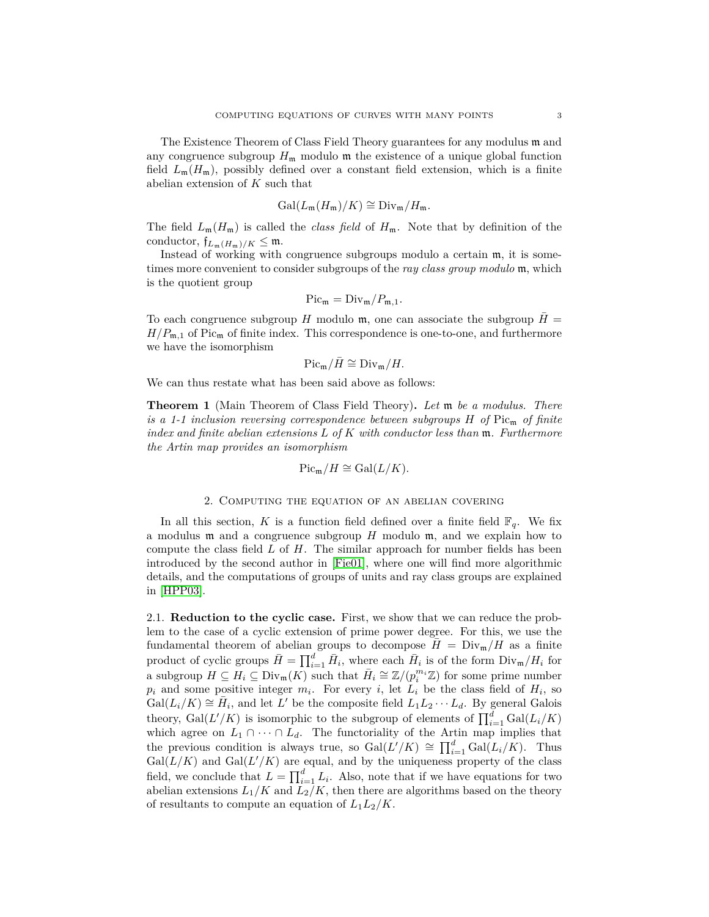The Existence Theorem of Class Field Theory guarantees for any modulus $\mathfrak{m}$ and any congruence subgroup $H_\mathfrak{m}$ modulo $\mathfrak{m}$ the existence of a unique global function field $L_\mathfrak{m}(H_\mathfrak{m})$, possibly defined over a constant field extension, which is a finite abelian extension of $K$ such that

$$\mathrm{Gal}(L_\mathfrak{m}(H_\mathfrak{m})/K) \cong \mathrm{Div}_\mathfrak{m}/H_\mathfrak{m}.$$

The field $L_\mathfrak{m}(H_\mathfrak{m})$ is called the *class field* of $H_\mathfrak{m}$. Note that by definition of the conductor, $\mathfrak{f}_{L_\mathfrak{m}(H_\mathfrak{m})/K} \leq \mathfrak{m}$.

Instead of working with congruence subgroups modulo a certain $\mathfrak{m}$, it is sometimes more convenient to consider subgroups of the *ray class group modulo* $\mathfrak{m}$, which is the quotient group

$$\mathrm{Pic}_\mathfrak{m} = \mathrm{Div}_\mathfrak{m}/P_{\mathfrak{m},1}.$$

To each congruence subgroup $H$ modulo $\mathfrak{m}$, one can associate the subgroup $\bar{H} = H/P_{\mathfrak{m},1}$ of $\mathrm{Pic}_\mathfrak{m}$ of finite index. This correspondence is one-to-one, and furthermore we have the isomorphism

$$\mathrm{Pic}_\mathfrak{m}/\bar{H} \cong \mathrm{Div}_\mathfrak{m}/H.$$

We can thus restate what has been said above as follows:

**Theorem 1** (Main Theorem of Class Field Theory)**.** *Let $\mathfrak{m}$ be a modulus. There is a 1-1 inclusion reversing correspondence between subgroups $H$ of $\mathrm{Pic}_\mathfrak{m}$ of finite index and finite abelian extensions $L$ of $K$ with conductor less than $\mathfrak{m}$. Furthermore the Artin map provides an isomorphism*

$$\mathrm{Pic}_\mathfrak{m}/H \cong \mathrm{Gal}(L/K).$$

## 2. Computing the equation of an abelian covering

In all this section, $K$ is a function field defined over a finite field $\mathbb{F}_q$. We fix a modulus $\mathfrak{m}$ and a congruence subgroup $H$ modulo $\mathfrak{m}$, and we explain how to compute the class field $L$ of $H$. The similar approach for number fields has been introduced by the second author in [Fie01], where one will find more algorithmic details, and the computations of groups of units and ray class groups are explained in [HPP03].

### 2.1. Reduction to the cyclic case.

First, we show that we can reduce the problem to the case of a cyclic extension of prime power degree. For this, we use the fundamental theorem of abelian groups to decompose $\bar{H} = \mathrm{Div}_\mathfrak{m}/H$ as a finite product of cyclic groups $\bar{H} = \prod_{i=1}^{d} \bar{H}_i$, where each $\bar{H}_i$ is of the form $\mathrm{Div}_\mathfrak{m}/H_i$ for a subgroup $H \subseteq H_i \subseteq \mathrm{Div}_\mathfrak{m}(K)$ such that $\bar{H}_i \cong \mathbb{Z}/(p_i^{m_i}\mathbb{Z})$ for some prime number $p_i$ and some positive integer $m_i$. For every $i$, let $L_i$ be the class field of $H_i$, so $\mathrm{Gal}(L_i/K) \cong \bar{H}_i$, and let $L'$ be the composite field $L_1 L_2 \cdots L_d$. By general Galois theory, $\mathrm{Gal}(L'/K)$ is isomorphic to the subgroup of elements of $\prod_{i=1}^{d} \mathrm{Gal}(L_i/K)$ which agree on $L_1 \cap \cdots \cap L_d$. The functoriality of the Artin map implies that the previous condition is always true, so $\mathrm{Gal}(L'/K) \cong \prod_{i=1}^{d} \mathrm{Gal}(L_i/K)$. Thus $\mathrm{Gal}(L/K)$ and $\mathrm{Gal}(L'/K)$ are equal, and by the uniqueness property of the class field, we conclude that $L = \prod_{i=1}^{d} L_i$. Also, note that if we have equations for two abelian extensions $L_1/K$ and $L_2/K$, then there are algorithms based on the theory of resultants to compute an equation of $L_1 L_2/K$.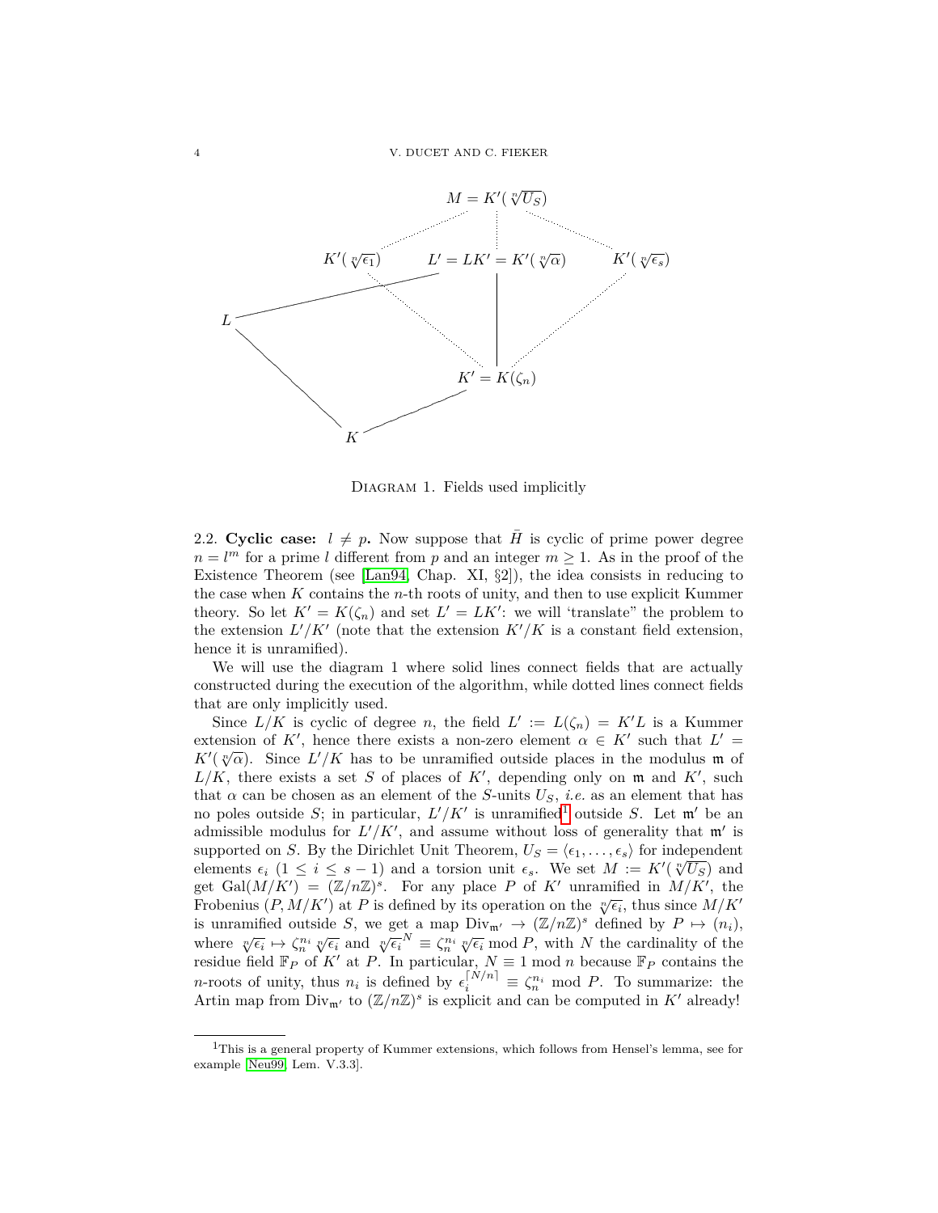Diagram 1. Fields used implicitly

2.2. **Cyclic case:** $l \neq p$**.** Now suppose that $\bar{H}$ is cyclic of prime power degree $n = l^m$ for a prime $l$ different from $p$ and an integer $m \geq 1$. As in the proof of the Existence Theorem (see [Lan94, Chap. XI, §2]), the idea consists in reducing to the case when $K$ contains the $n$-th roots of unity, and then to use explicit Kummer theory. So let $K' = K(\zeta_n)$ and set $L' = LK'$: we will 'translate" the problem to the extension $L'/K'$ (note that the extension $K'/K$ is a constant field extension, hence it is unramified).

We will use the diagram 1 where solid lines connect fields that are actually constructed during the execution of the algorithm, while dotted lines connect fields that are only implicitly used.

Since $L/K$ is cyclic of degree $n$, the field $L' := L(\zeta_n) = K'L$ is a Kummer extension of $K'$, hence there exists a non-zero element $\alpha \in K'$ such that $L' = K'(\sqrt[n]{\alpha})$. Since $L'/K$ has to be unramified outside places in the modulus $\mathfrak{m}$ of $L/K$, there exists a set $S$ of places of $K'$, depending only on $\mathfrak{m}$ and $K'$, such that $\alpha$ can be chosen as an element of the $S$-units $U_S$, *i.e.* as an element that has no poles outside $S$; in particular, $L'/K'$ is unramified[1] outside $S$. Let $\mathfrak{m}'$ be an admissible modulus for $L'/K'$, and assume without loss of generality that $\mathfrak{m}'$ is supported on $S$. By the Dirichlet Unit Theorem, $U_S = \langle \epsilon_1, \dots, \epsilon_s \rangle$ for independent elements $\epsilon_i$ $(1 \leq i \leq s-1)$ and a torsion unit $\epsilon_s$. We set $M := K'(\sqrt[n]{U_S})$ and get $\mathrm{Gal}(M/K') = (\mathbb{Z}/n\mathbb{Z})^s$. For any place $P$ of $K'$ unramified in $M/K'$, the Frobenius $(P, M/K')$ at $P$ is defined by its operation on the $\sqrt[n]{\epsilon_i}$, thus since $M/K'$ is unramified outside $S$, we get a map $\mathrm{Div}_{\mathfrak{m}'} \to (\mathbb{Z}/n\mathbb{Z})^s$ defined by $P \mapsto (n_i)$, where $\sqrt[n]{\epsilon_i} \mapsto \zeta_n^{n_i} \sqrt[n]{\epsilon_i}$ and $\sqrt[n]{\epsilon_i}^N \equiv \zeta_n^{n_i} \sqrt[n]{\epsilon_i} \bmod P$, with $N$ the cardinality of the residue field $\mathbb{F}_P$ of $K'$ at $P$. In particular, $N \equiv 1 \bmod n$ because $\mathbb{F}_P$ contains the $n$-roots of unity, thus $n_i$ is defined by $\epsilon_i^{\lceil N/n \rceil} \equiv \zeta_n^{n_i} \bmod P$. To summarize: the Artin map from $\mathrm{Div}_{\mathfrak{m}'}$ to $(\mathbb{Z}/n\mathbb{Z})^s$ is explicit and can be computed in $K'$ already!

[1] This is a general property of Kummer extensions, which follows from Hensel's lemma, see for example [Neu99, Lem. V.3.3].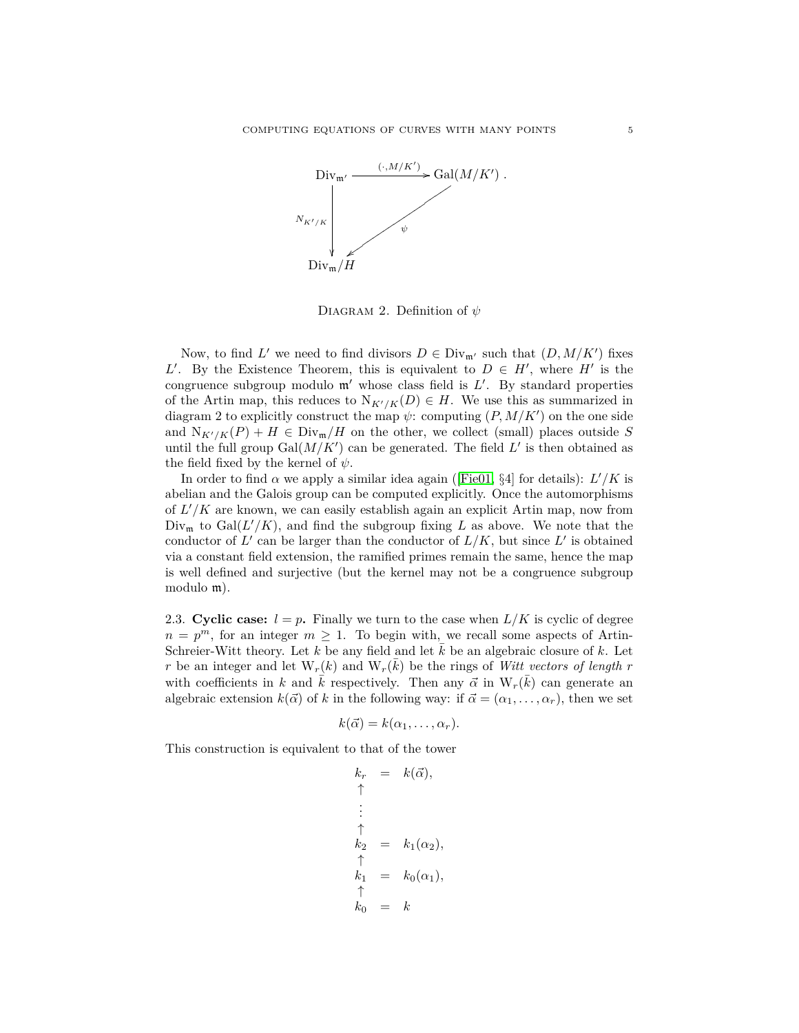$$
\begin{array}{ccc}
\mathrm{Div}_{\mathfrak{m}'} & \xrightarrow{(\cdot, M/K')} & \mathrm{Gal}(M/K') \\
\downarrow{\scriptstyle N_{K'/K}} & \swarrow{\scriptstyle \psi} & \\
\mathrm{Div}_{\mathfrak{m}}/H & &
\end{array}
$$

Diagram 2. Definition of $\psi$

Now, to find $L'$ we need to find divisors $D \in \mathrm{Div}_{\mathfrak{m}'}$ such that $(D, M/K')$ fixes $L'$. By the Existence Theorem, this is equivalent to $D \in H'$, where $H'$ is the congruence subgroup modulo $\mathfrak{m}'$ whose class field is $L'$. By standard properties of the Artin map, this reduces to $\mathrm{N}_{K'/K}(D) \in H$. We use this as summarized in diagram 2 to explicitly construct the map $\psi$: computing $(P, M/K')$ on the one side and $\mathrm{N}_{K'/K}(P) + H \in \mathrm{Div}_{\mathfrak{m}}/H$ on the other, we collect (small) places outside $S$ until the full group $\mathrm{Gal}(M/K')$ can be generated. The field $L'$ is then obtained as the field fixed by the kernel of $\psi$.

In order to find $\alpha$ we apply a similar idea again ([Fie01, §4] for details): $L'/K$ is abelian and the Galois group can be computed explicitly. Once the automorphisms of $L'/K$ are known, we can easily establish again an explicit Artin map, now from $\mathrm{Div}_{\mathfrak{m}}$ to $\mathrm{Gal}(L'/K)$, and find the subgroup fixing $L$ as above. We note that the conductor of $L'$ can be larger than the conductor of $L/K$, but since $L'$ is obtained via a constant field extension, the ramified primes remain the same, hence the map is well defined and surjective (but the kernel may not be a congruence subgroup modulo $\mathfrak{m}$).

2.3. **Cyclic case: $l = p$.** Finally we turn to the case when $L/K$ is cyclic of degree $n = p^m$, for an integer $m \geq 1$. To begin with, we recall some aspects of Artin-Schreier-Witt theory. Let $k$ be any field and let $\bar{k}$ be an algebraic closure of $k$. Let $r$ be an integer and let $\mathrm{W}_r(k)$ and $\mathrm{W}_r(\bar{k})$ be the rings of *Witt vectors of length* $r$ with coefficients in $k$ and $\bar{k}$ respectively. Then any $\vec{\alpha}$ in $\mathrm{W}_r(\bar{k})$ can generate an algebraic extension $k(\vec{\alpha})$ of $k$ in the following way: if $\vec{\alpha} = (\alpha_1, \ldots, \alpha_r)$, then we set

$$k(\vec{\alpha}) = k(\alpha_1, \ldots, \alpha_r).$$

This construction is equivalent to that of the tower

$$
\begin{array}{ccl}
k_r & = & k(\vec{\alpha}), \\
\uparrow & & \\
\vdots & & \\
\uparrow & & \\
k_2 & = & k_1(\alpha_2), \\
\uparrow & & \\
k_1 & = & k_0(\alpha_1), \\
\uparrow & & \\
k_0 & = & k
\end{array}
$$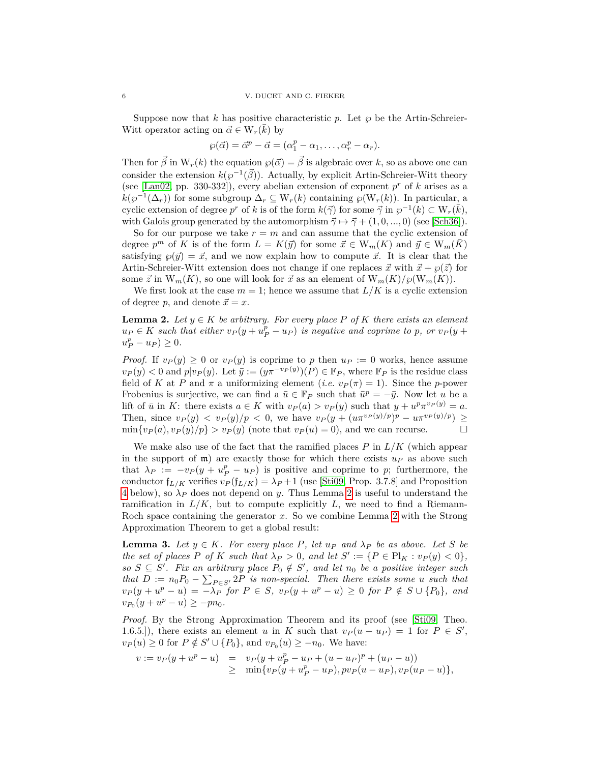Suppose now that $k$ has positive characteristic $p$. Let $\wp$ be the Artin-Schreier-Witt operator acting on $\vec{\alpha} \in \mathrm{W}_r(\bar{k})$ by

$$\wp(\vec{\alpha}) = \vec{\alpha}^p - \vec{\alpha} = (\alpha_1^p - \alpha_1, \ldots, \alpha_r^p - \alpha_r).$$

Then for $\vec{\beta}$ in $\mathrm{W}_r(k)$ the equation $\wp(\vec{\alpha}) = \vec{\beta}$ is algebraic over $k$, so as above one can consider the extension $k(\wp^{-1}(\vec{\beta}))$. Actually, by explicit Artin-Schreier-Witt theory (see [Lan02, pp. 330-332]), every abelian extension of exponent $p^r$ of $k$ arises as a $k(\wp^{-1}(\Delta_r))$ for some subgroup $\Delta_r \subseteq \mathrm{W}_r(k)$ containing $\wp(\mathrm{W}_r(k))$. In particular, a cyclic extension of degree $p^r$ of $k$ is of the form $k(\vec{\gamma})$ for some $\vec{\gamma}$ in $\wp^{-1}(k) \subset \mathrm{W}_r(\bar{k})$, with Galois group generated by the automorphism $\vec{\gamma} \mapsto \vec{\gamma} + (1, 0, ..., 0)$ (see [Sch36]).

So for our purpose we take $r = m$ and can assume that the cyclic extension of degree $p^m$ of $K$ is of the form $L = K(\vec{y})$ for some $\vec{x} \in \mathrm{W}_m(K)$ and $\vec{y} \in \mathrm{W}_m(\bar{K})$ satisfying $\wp(\vec{y}) = \vec{x}$, and we now explain how to compute $\vec{x}$. It is clear that the Artin-Schreier-Witt extension does not change if one replaces $\vec{x}$ with $\vec{x} + \wp(\vec{z})$ for some $\vec{z}$ in $\mathrm{W}_m(K)$, so one will look for $\vec{x}$ as an element of $\mathrm{W}_m(K)/\wp(\mathrm{W}_m(K))$.

We first look at the case $m = 1$; hence we assume that $L/K$ is a cyclic extension of degree $p$, and denote $\vec{x} = x$.

**Lemma 2.** *Let $y \in K$ be arbitrary. For every place $P$ of $K$ there exists an element $u_P \in K$ such that either $v_P(y + u_P^p - u_P)$ is negative and coprime to $p$, or $v_P(y + u_P^p - u_P) \geq 0$.*

*Proof.* If $v_P(y) \geq 0$ or $v_P(y)$ is coprime to $p$ then $u_P := 0$ works, hence assume $v_P(y) < 0$ and $p | v_P(y)$. Let $\bar{y} := (y\pi^{-v_P(y)})(P) \in \mathbb{F}_P$, where $\mathbb{F}_P$ is the residue class field of $K$ at $P$ and $\pi$ a uniformizing element (*i.e.* $v_P(\pi) = 1$). Since the $p$-power Frobenius is surjective, we can find a $\bar{u} \in \mathbb{F}_P$ such that $\bar{u}^p = -\bar{y}$. Now let $u$ be a lift of $\bar{u}$ in $K$: there exists $a \in K$ with $v_P(a) > v_P(y)$ such that $y + u^p\pi^{v_P(y)} = a$. Then, since $v_P(y) < v_P(y)/p < 0$, we have $v_P(y + (u\pi^{v_P(y)/p})^p - u\pi^{v_P(y)/p}) \geq \min\{v_P(a), v_P(y)/p\} > v_P(y)$ (note that $v_P(u) = 0$), and we can recurse. $\square$

We make also use of the fact that the ramified places $P$ in $L/K$ (which appear in the support of $\mathfrak{m}$) are exactly those for which there exists $u_P$ as above such that $\lambda_P := -v_P(y + u_P^p - u_P)$ is positive and coprime to $p$; furthermore, the conductor $\mathfrak{f}_{L/K}$ verifies $v_P(\mathfrak{f}_{L/K}) = \lambda_P + 1$ (use [Sti09, Prop. 3.7.8] and Proposition 4 below), so $\lambda_P$ does not depend on $y$. Thus Lemma 2 is useful to understand the ramification in $L/K$, but to compute explicitly $L$, we need to find a Riemann-Roch space containing the generator $x$. So we combine Lemma 2 with the Strong Approximation Theorem to get a global result:

**Lemma 3.** *Let $y \in K$. For every place $P$, let $u_P$ and $\lambda_P$ be as above. Let $S$ be the set of places $P$ of $K$ such that $\lambda_P > 0$, and let $S' := \{P \in \mathrm{Pl}_K : v_P(y) < 0\}$, so $S \subseteq S'$. Fix an arbitrary place $P_0 \notin S'$, and let $n_0$ be a positive integer such that $D := n_0P_0 - \sum_{P \in S'} 2P$ is non-special. Then there exists some $u$ such that $v_P(y + u^p - u) = -\lambda_P$ for $P \in S$, $v_P(y + u^p - u) \geq 0$ for $P \notin S \cup \{P_0\}$, and $v_{P_0}(y + u^p - u) \geq -pn_0$.*

*Proof.* By the Strong Approximation Theorem and its proof (see [Sti09, Theo. 1.6.5.]), there exists an element $u$ in $K$ such that $v_P(u - u_P) = 1$ for $P \in S'$, $v_P(u) \geq 0$ for $P \notin S' \cup \{P_0\}$, and $v_{P_0}(u) \geq -n_0$. We have:

$$\begin{aligned} v := v_P(y + u^p - u) &= v_P(y + u_P^p - u_P + (u - u_P)^p + (u_P - u)) \\ &\geq \min\{v_P(y + u_P^p - u_P), pv_P(u - u_P), v_P(u_P - u)\}, \end{aligned}$$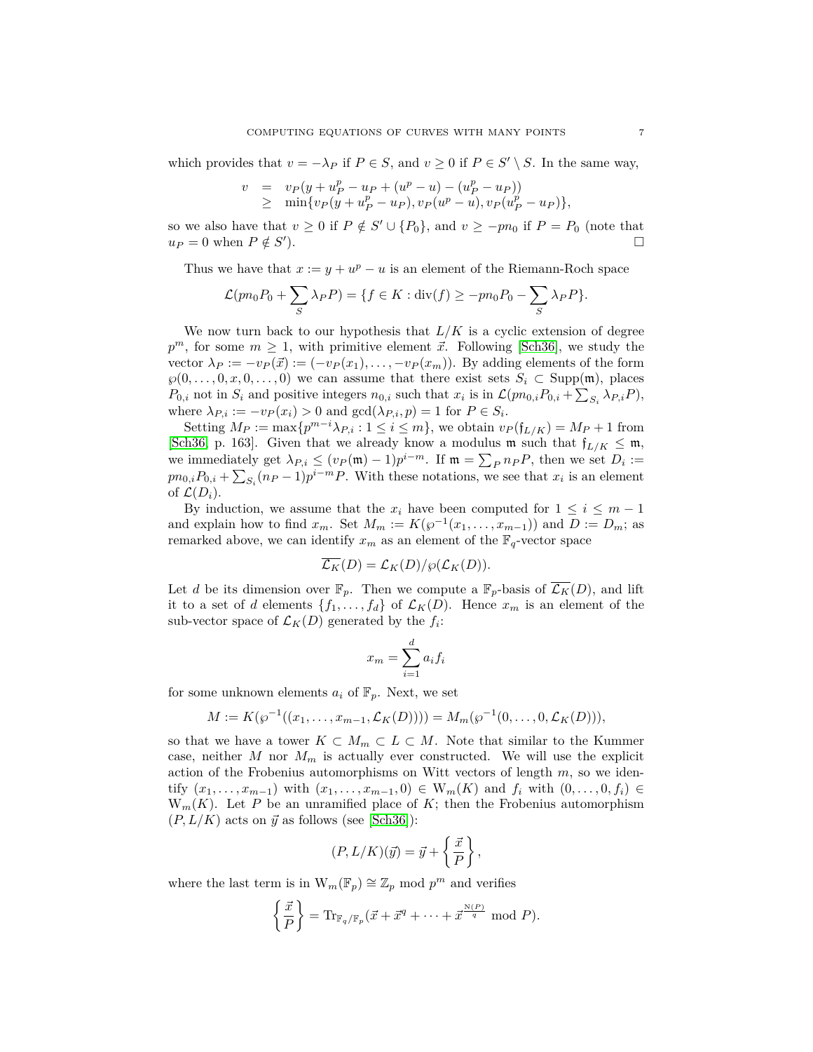which provides that $v = -\lambda_P$ if $P \in S$, and $v \geq 0$ if $P \in S' \setminus S$. In the same way,

$$\begin{array}{rcl} v & = & v_P(y + u_P^p - u_P + (u^p - u) - (u_P^p - u_P)) \\ & \geq & \min\{v_P(y + u_P^p - u_P), v_P(u^p - u), v_P(u_P^p - u_P)\}, \end{array}$$

so we also have that $v \geq 0$ if $P \notin S' \cup \{P_0\}$, and $v \geq -pn_0$ if $P = P_0$ (note that $u_P = 0$ when $P \notin S'$). □

Thus we have that $x := y + u^p - u$ is an element of the Riemann-Roch space

$$\mathcal{L}(pn_0 P_0 + \sum_S \lambda_P P) = \{f \in K : \mathrm{div}(f) \geq -pn_0 P_0 - \sum_S \lambda_P P\}.$$

We now turn back to our hypothesis that $L/K$ is a cyclic extension of degree $p^m$, for some $m \geq 1$, with primitive element $\vec{x}$. Following [Sch36], we study the vector $\lambda_P := -v_P(\vec{x}) := (-v_P(x_1), \ldots, -v_P(x_m))$. By adding elements of the form $\wp(0, \ldots, 0, x, 0, \ldots, 0)$ we can assume that there exist sets $S_i \subset \mathrm{Supp}(\mathfrak{m})$, places $P_{0,i}$ not in $S_i$ and positive integers $n_{0,i}$ such that $x_i$ is in $\mathcal{L}(pn_{0,i}P_{0,i} + \sum_{S_i} \lambda_{P,i} P)$, where $\lambda_{P,i} := -v_P(x_i) > 0$ and $\gcd(\lambda_{P,i}, p) = 1$ for $P \in S_i$.

Setting $M_P := \max\{p^{m-i}\lambda_{P,i} : 1 \leq i \leq m\}$, we obtain $v_P(\mathfrak{f}_{L/K}) = M_P + 1$ from [Sch36, p. 163]. Given that we already know a modulus $\mathfrak{m}$ such that $\mathfrak{f}_{L/K} \leq \mathfrak{m}$, we immediately get $\lambda_{P,i} \leq (v_P(\mathfrak{m}) - 1)p^{i-m}$. If $\mathfrak{m} = \sum_P n_P P$, then we set $D_i := pn_{0,i}P_{0,i} + \sum_{S_i}(n_P - 1)p^{i-m} P$. With these notations, we see that $x_i$ is an element of $\mathcal{L}(D_i)$.

By induction, we assume that the $x_i$ have been computed for $1 \leq i \leq m-1$ and explain how to find $x_m$. Set $M_m := K(\wp^{-1}(x_1, \ldots, x_{m-1}))$ and $D := D_m$; as remarked above, we can identify $x_m$ as an element of the $\mathbb{F}_q$-vector space

$$\overline{\mathcal{L}_K}(D) = \mathcal{L}_K(D)/\wp(\mathcal{L}_K(D)).$$

Let $d$ be its dimension over $\mathbb{F}_p$. Then we compute a $\mathbb{F}_p$-basis of $\overline{\mathcal{L}_K}(D)$, and lift it to a set of $d$ elements $\{f_1, \ldots, f_d\}$ of $\mathcal{L}_K(D)$. Hence $x_m$ is an element of the sub-vector space of $\mathcal{L}_K(D)$ generated by the $f_i$:

$$x_m = \sum_{i=1}^{d} a_i f_i$$

for some unknown elements $a_i$ of $\mathbb{F}_p$. Next, we set

$$M := K(\wp^{-1}((x_1, \ldots, x_{m-1}, \mathcal{L}_K(D)))) = M_m(\wp^{-1}(0, \ldots, 0, \mathcal{L}_K(D))),$$

so that we have a tower $K \subset M_m \subset L \subset M$. Note that similar to the Kummer case, neither $M$ nor $M_m$ is actually ever constructed. We will use the explicit action of the Frobenius automorphisms on Witt vectors of length $m$, so we identify $(x_1, \ldots, x_{m-1})$ with $(x_1, \ldots, x_{m-1}, 0) \in \mathrm{W}_m(K)$ and $f_i$ with $(0, \ldots, 0, f_i) \in \mathrm{W}_m(K)$. Let $P$ be an unramified place of $K$; then the Frobenius automorphism $(P, L/K)$ acts on $\vec{y}$ as follows (see [Sch36]):

$$(P, L/K)(\vec{y}) = \vec{y} + \left\{\frac{\vec{x}}{P}\right\},$$

where the last term is in $\mathrm{W}_m(\mathbb{F}_p) \cong \mathbb{Z}_p \bmod p^m$ and verifies

$$\left\{\frac{\vec{x}}{P}\right\} = \mathrm{Tr}_{\mathbb{F}_q/\mathbb{F}_p}(\vec{x} + \vec{x}^q + \cdots + \vec{x}^{\frac{\mathrm{N}(P)}{q}} \bmod P).$$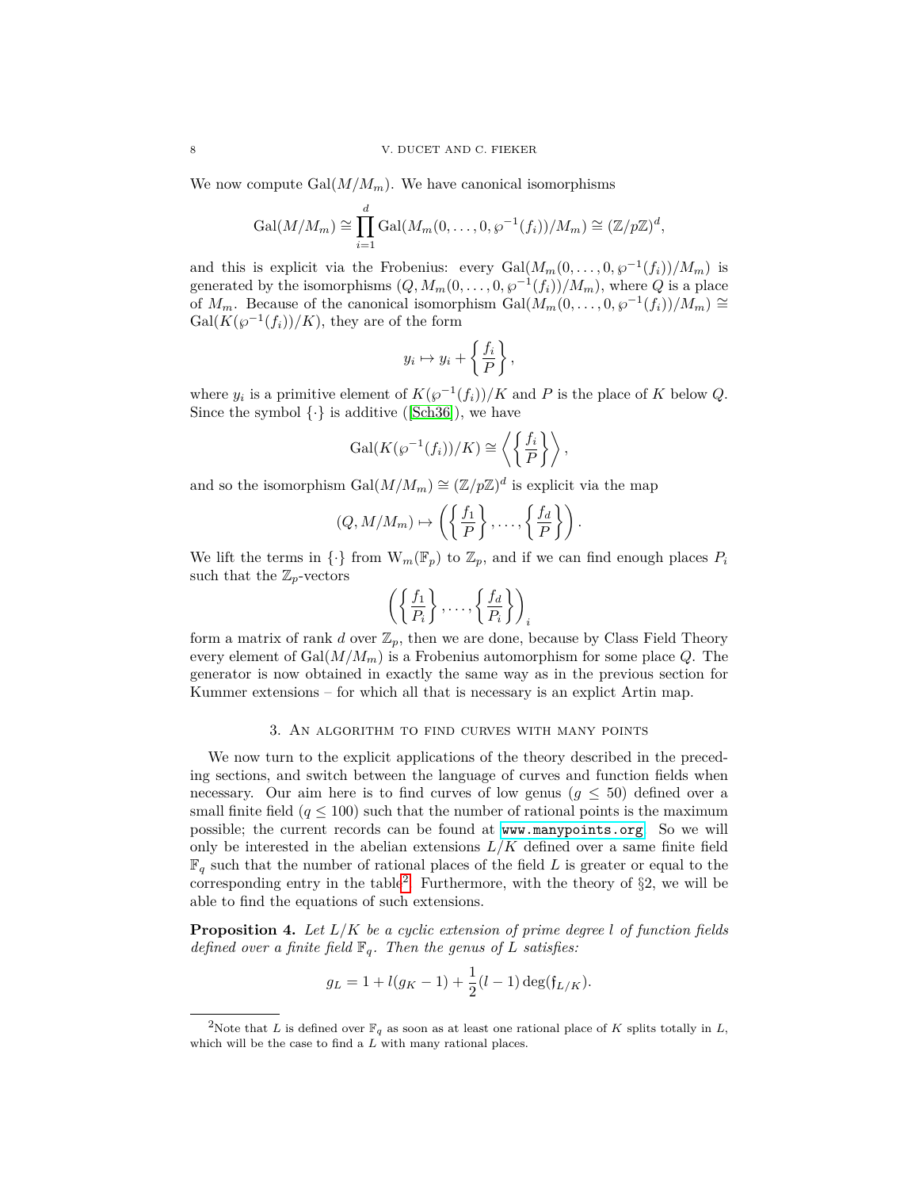We now compute $\mathrm{Gal}(M/M_m)$. We have canonical isomorphisms

$$\mathrm{Gal}(M/M_m) \cong \prod_{i=1}^{d} \mathrm{Gal}(M_m(0,\dots,0,\wp^{-1}(f_i))/M_m) \cong (\mathbb{Z}/p\mathbb{Z})^d,$$

and this is explicit via the Frobenius: every $\mathrm{Gal}(M_m(0,\dots,0,\wp^{-1}(f_i))/M_m)$ is generated by the isomorphisms $(Q, M_m(0,\dots,0,\wp^{-1}(f_i))/M_m)$, where $Q$ is a place of $M_m$. Because of the canonical isomorphism $\mathrm{Gal}(M_m(0,\dots,0,\wp^{-1}(f_i))/M_m) \cong \mathrm{Gal}(K(\wp^{-1}(f_i))/K)$, they are of the form

$$y_i \mapsto y_i + \left\{\frac{f_i}{P}\right\},$$

where $y_i$ is a primitive element of $K(\wp^{-1}(f_i))/K$ and $P$ is the place of $K$ below $Q$. Since the symbol $\{\cdot\}$ is additive ([Sch36]), we have

$$\mathrm{Gal}(K(\wp^{-1}(f_i))/K) \cong \left\langle \left\{\frac{f_i}{P}\right\} \right\rangle,$$

and so the isomorphism $\mathrm{Gal}(M/M_m) \cong (\mathbb{Z}/p\mathbb{Z})^d$ is explicit via the map

$$(Q, M/M_m) \mapsto \left( \left\{\frac{f_1}{P}\right\}, \dots, \left\{\frac{f_d}{P}\right\} \right).$$

We lift the terms in $\{\cdot\}$ from $\mathrm{W}_m(\mathbb{F}_p)$ to $\mathbb{Z}_p$, and if we can find enough places $P_i$ such that the $\mathbb{Z}_p$-vectors

$$\left( \left\{\frac{f_1}{P_i}\right\}, \dots, \left\{\frac{f_d}{P_i}\right\} \right)_i$$

form a matrix of rank $d$ over $\mathbb{Z}_p$, then we are done, because by Class Field Theory every element of $\mathrm{Gal}(M/M_m)$ is a Frobenius automorphism for some place $Q$. The generator is now obtained in exactly the same way as in the previous section for Kummer extensions – for which all that is necessary is an explict Artin map.

## 3. An algorithm to find curves with many points

We now turn to the explicit applications of the theory described in the preceding sections, and switch between the language of curves and function fields when necessary. Our aim here is to find curves of low genus ($g \leq 50$) defined over a small finite field ($q \leq 100$) such that the number of rational points is the maximum possible; the current records can be found at www.manypoints.org. So we will only be interested in the abelian extensions $L/K$ defined over a same finite field $\mathbb{F}_q$ such that the number of rational places of the field $L$ is greater or equal to the corresponding entry in the table[2]. Furthermore, with the theory of §2, we will be able to find the equations of such extensions.

**Proposition 4.** *Let $L/K$ be a cyclic extension of prime degree $l$ of function fields defined over a finite field $\mathbb{F}_q$. Then the genus of $L$ satisfies:*

$$g_L = 1 + l(g_K - 1) + \frac{1}{2}(l-1)\deg(\mathfrak{f}_{L/K}).$$

---

[2] Note that $L$ is defined over $\mathbb{F}_q$ as soon as at least one rational place of $K$ splits totally in $L$, which will be the case to find a $L$ with many rational places.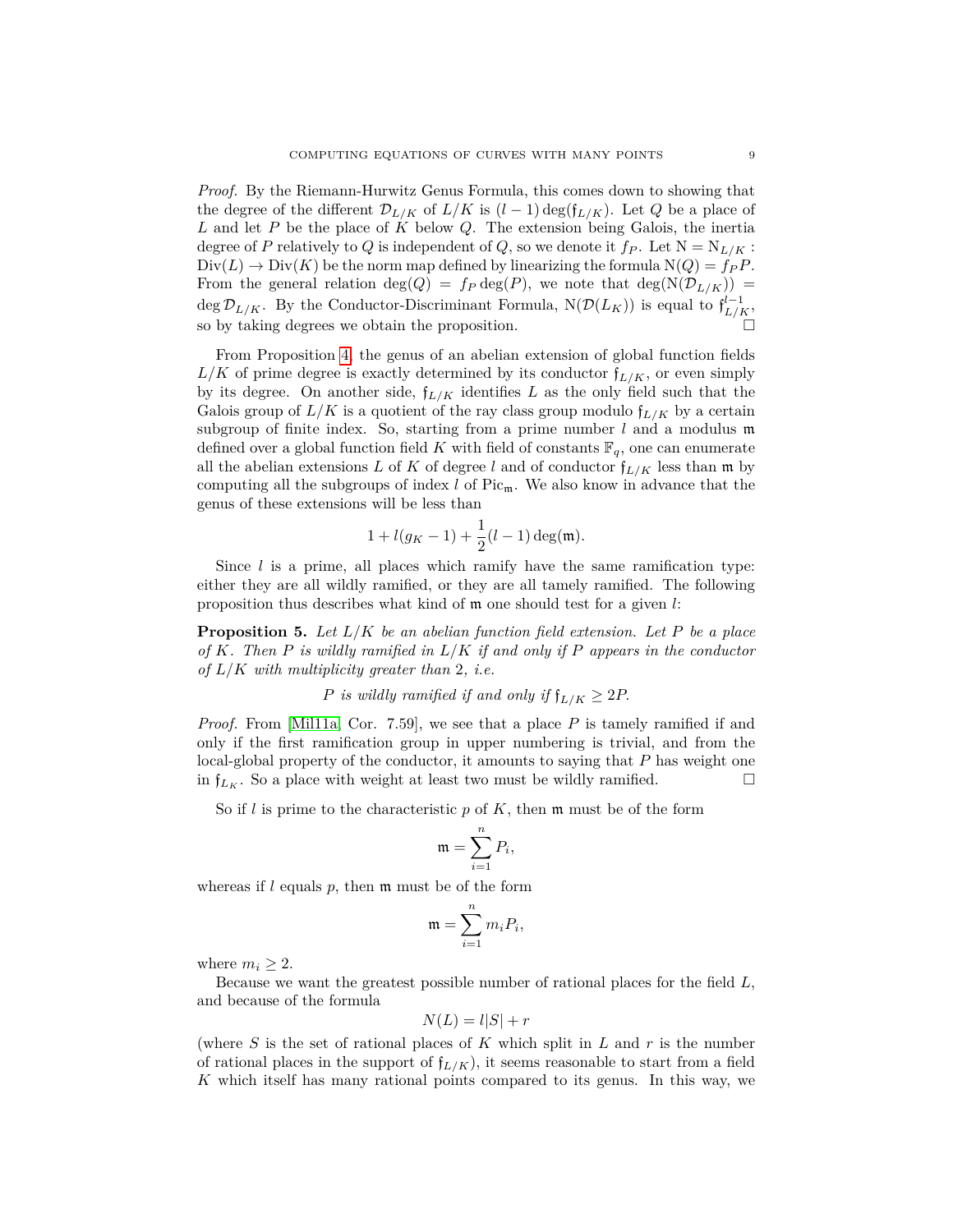*Proof.* By the Riemann-Hurwitz Genus Formula, this comes down to showing that the degree of the different $\mathcal{D}_{L/K}$ of $L/K$ is $(l-1)\deg(\mathfrak{f}_{L/K})$. Let $Q$ be a place of $L$ and let $P$ be the place of $K$ below $Q$. The extension being Galois, the inertia degree of $P$ relatively to $Q$ is independent of $Q$, so we denote it $f_P$. Let $\mathrm{N} = \mathrm{N}_{L/K} : \mathrm{Div}(L) \to \mathrm{Div}(K)$ be the norm map defined by linearizing the formula $\mathrm{N}(Q) = f_P P$. From the general relation $\deg(Q) = f_P \deg(P)$, we note that $\deg(\mathrm{N}(\mathcal{D}_{L/K})) = \deg \mathcal{D}_{L/K}$. By the Conductor-Discriminant Formula, $\mathrm{N}(\mathcal{D}(L_K))$ is equal to $\mathfrak{f}_{L/K}^{l-1}$, so by taking degrees we obtain the proposition. □

From Proposition 4, the genus of an abelian extension of global function fields $L/K$ of prime degree is exactly determined by its conductor $\mathfrak{f}_{L/K}$, or even simply by its degree. On another side, $\mathfrak{f}_{L/K}$ identifies $L$ as the only field such that the Galois group of $L/K$ is a quotient of the ray class group modulo $\mathfrak{f}_{L/K}$ by a certain subgroup of finite index. So, starting from a prime number $l$ and a modulus $\mathfrak{m}$ defined over a global function field $K$ with field of constants $\mathbb{F}_q$, one can enumerate all the abelian extensions $L$ of $K$ of degree $l$ and of conductor $\mathfrak{f}_{L/K}$ less than $\mathfrak{m}$ by computing all the subgroups of index $l$ of $\mathrm{Pic}_{\mathfrak{m}}$. We also know in advance that the genus of these extensions will be less than

$$1 + l(g_K - 1) + \frac{1}{2}(l-1)\deg(\mathfrak{m}).$$

Since $l$ is a prime, all places which ramify have the same ramification type: either they are all wildly ramified, or they are all tamely ramified. The following proposition thus describes what kind of $\mathfrak{m}$ one should test for a given $l$:

**Proposition 5.** *Let $L/K$ be an abelian function field extension. Let $P$ be a place of $K$. Then $P$ is wildly ramified in $L/K$ if and only if $P$ appears in the conductor of $L/K$ with multiplicity greater than 2, i.e.*

$$P \text{ is wildly ramified if and only if } \mathfrak{f}_{L/K} \geq 2P.$$

*Proof.* From [Mil11a, Cor. 7.59], we see that a place $P$ is tamely ramified if and only if the first ramification group in upper numbering is trivial, and from the local-global property of the conductor, it amounts to saying that $P$ has weight one in $\mathfrak{f}_{L_K}$. So a place with weight at least two must be wildly ramified. □

So if $l$ is prime to the characteristic $p$ of $K$, then $\mathfrak{m}$ must be of the form

$$\mathfrak{m} = \sum_{i=1}^{n} P_i,$$

whereas if $l$ equals $p$, then $\mathfrak{m}$ must be of the form

$$\mathfrak{m} = \sum_{i=1}^{n} m_i P_i,$$

where $m_i \geq 2$.

Because we want the greatest possible number of rational places for the field $L$, and because of the formula

$$N(L) = l|S| + r$$

(where $S$ is the set of rational places of $K$ which split in $L$ and $r$ is the number of rational places in the support of $\mathfrak{f}_{L/K}$), it seems reasonable to start from a field $K$ which itself has many rational points compared to its genus. In this way, we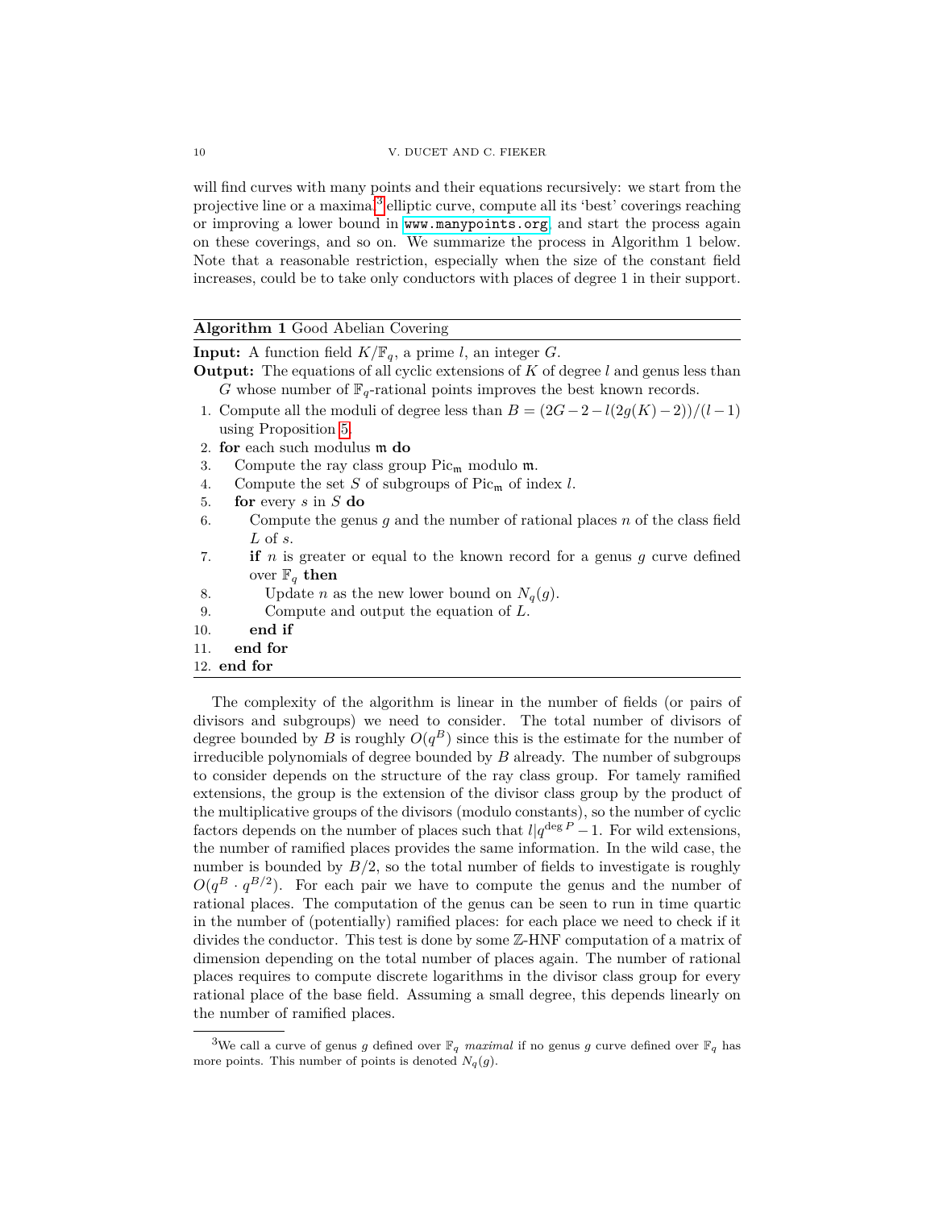will find curves with many points and their equations recursively: we start from the projective line or a maximal[3] elliptic curve, compute all its 'best' coverings reaching or improving a lower bound in www.manypoints.org, and start the process again on these coverings, and so on. We summarize the process in Algorithm 1 below. Note that a reasonable restriction, especially when the size of the constant field increases, could be to take only conductors with places of degree 1 in their support.

---

**Algorithm 1** Good Abelian Covering

---

**Input:** A function field $K/\mathbb{F}_q$, a prime $l$, an integer $G$.

**Output:** The equations of all cyclic extensions of $K$ of degree $l$ and genus less than $G$ whose number of $\mathbb{F}_q$-rational points improves the best known records.

1. Compute all the moduli of degree less than $B = (2G - 2 - l(2g(K) - 2))/(l - 1)$ using Proposition 5.
2. **for** each such modulus $\mathfrak{m}$ **do**
3. &nbsp;&nbsp;&nbsp;&nbsp;Compute the ray class group $\mathrm{Pic}_{\mathfrak{m}}$ modulo $\mathfrak{m}$.
4. &nbsp;&nbsp;&nbsp;&nbsp;Compute the set $S$ of subgroups of $\mathrm{Pic}_{\mathfrak{m}}$ of index $l$.
5. &nbsp;&nbsp;&nbsp;&nbsp;**for** every $s$ in $S$ **do**
6. &nbsp;&nbsp;&nbsp;&nbsp;&nbsp;&nbsp;&nbsp;&nbsp;Compute the genus $g$ and the number of rational places $n$ of the class field $L$ of $s$.
7. &nbsp;&nbsp;&nbsp;&nbsp;&nbsp;&nbsp;&nbsp;&nbsp;**if** $n$ is greater or equal to the known record for a genus $g$ curve defined over $\mathbb{F}_q$ **then**
8. &nbsp;&nbsp;&nbsp;&nbsp;&nbsp;&nbsp;&nbsp;&nbsp;&nbsp;&nbsp;&nbsp;&nbsp;Update $n$ as the new lower bound on $N_q(g)$.
9. &nbsp;&nbsp;&nbsp;&nbsp;&nbsp;&nbsp;&nbsp;&nbsp;&nbsp;&nbsp;&nbsp;&nbsp;Compute and output the equation of $L$.
10. &nbsp;&nbsp;&nbsp;&nbsp;&nbsp;&nbsp;&nbsp;&nbsp;**end if**
11. &nbsp;&nbsp;&nbsp;&nbsp;**end for**
12. **end for**

---

The complexity of the algorithm is linear in the number of fields (or pairs of divisors and subgroups) we need to consider. The total number of divisors of degree bounded by $B$ is roughly $O(q^B)$ since this is the estimate for the number of irreducible polynomials of degree bounded by $B$ already. The number of subgroups to consider depends on the structure of the ray class group. For tamely ramified extensions, the group is the extension of the divisor class group by the product of the multiplicative groups of the divisors (modulo constants), so the number of cyclic factors depends on the number of places such that $l | q^{\deg P} - 1$. For wild extensions, the number of ramified places provides the same information. In the wild case, the number is bounded by $B/2$, so the total number of fields to investigate is roughly $O(q^B \cdot q^{B/2})$. For each pair we have to compute the genus and the number of rational places. The computation of the genus can be seen to run in time quartic in the number of (potentially) ramified places: for each place we need to check if it divides the conductor. This test is done by some $\mathbb{Z}$-HNF computation of a matrix of dimension depending on the total number of places again. The number of rational places requires to compute discrete logarithms in the divisor class group for every rational place of the base field. Assuming a small degree, this depends linearly on the number of ramified places.

---

[3]We call a curve of genus $g$ defined over $\mathbb{F}_q$ *maximal* if no genus $g$ curve defined over $\mathbb{F}_q$ has more points. This number of points is denoted $N_q(g)$.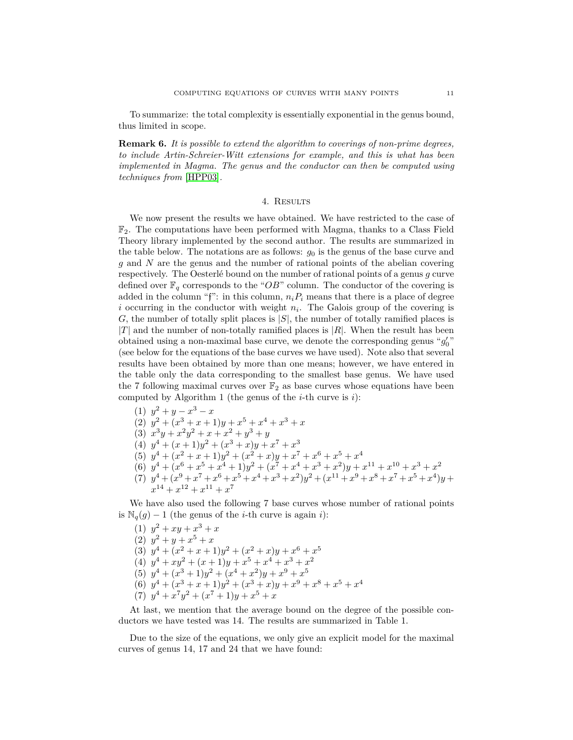To summarize: the total complexity is essentially exponential in the genus bound, thus limited in scope.

**Remark 6.** *It is possible to extend the algorithm to coverings of non-prime degrees, to include Artin-Schreier-Witt extensions for example, and this is what has been implemented in Magma. The genus and the conductor can then be computed using techniques from* [HPP03].

## 4. Results

We now present the results we have obtained. We have restricted to the case of $\mathbb{F}_2$. The computations have been performed with Magma, thanks to a Class Field Theory library implemented by the second author. The results are summarized in the table below. The notations are as follows: $g_0$ is the genus of the base curve and $g$ and $N$ are the genus and the number of rational points of the abelian covering respectively. The Oesterlé bound on the number of rational points of a genus $g$ curve defined over $\mathbb{F}_q$ corresponds to the "$OB$" column. The conductor of the covering is added in the column "$\mathfrak{f}$": in this column, $n_iP_i$ means that there is a place of degree $i$ occurring in the conductor with weight $n_i$. The Galois group of the covering is $G$, the number of totally split places is $|S|$, the number of totally ramified places is $|T|$ and the number of non-totally ramified places is $|R|$. When the result has been obtained using a non-maximal base curve, we denote the corresponding genus "$g_0'$" (see below for the equations of the base curves we have used). Note also that several results have been obtained by more than one means; however, we have entered in the table only the data corresponding to the smallest base genus. We have used the 7 following maximal curves over $\mathbb{F}_2$ as base curves whose equations have been computed by Algorithm 1 (the genus of the $i$-th curve is $i$):

1. $y^2 + y - x^3 - x$
2. $y^2 + (x^3 + x + 1)y + x^5 + x^4 + x^3 + x$
3. $x^3y + x^2y^2 + x + x^2 + y^3 + y$
4. $y^4 + (x + 1)y^2 + (x^3 + x)y + x^7 + x^3$
5. $y^4 + (x^2 + x + 1)y^2 + (x^2 + x)y + x^7 + x^6 + x^5 + x^4$
6. $y^4 + (x^6 + x^5 + x^4 + 1)y^2 + (x^7 + x^4 + x^3 + x^2)y + x^{11} + x^{10} + x^3 + x^2$
7. $y^4 + (x^9 + x^7 + x^6 + x^5 + x^4 + x^3 + x^2)y^2 + (x^{11} + x^9 + x^8 + x^7 + x^5 + x^4)y + x^{14} + x^{12} + x^{11} + x^7$

We have also used the following 7 base curves whose number of rational points is $\mathbb{N}_q(g) - 1$ (the genus of the $i$-th curve is again $i$):

1. $y^2 + xy + x^3 + x$
2. $y^2 + y + x^5 + x$
3. $y^4 + (x^2 + x + 1)y^2 + (x^2 + x)y + x^6 + x^5$
4. $y^4 + xy^2 + (x + 1)y + x^5 + x^4 + x^3 + x^2$
5. $y^4 + (x^3 + 1)y^2 + (x^4 + x^2)y + x^9 + x^5$
6. $y^4 + (x^3 + x + 1)y^2 + (x^3 + x)y + x^9 + x^8 + x^5 + x^4$
7. $y^4 + x^7y^2 + (x^7 + 1)y + x^5 + x$

At last, we mention that the average bound on the degree of the possible conductors we have tested was 14. The results are summarized in Table 1.

Due to the size of the equations, we only give an explicit model for the maximal curves of genus 14, 17 and 24 that we have found: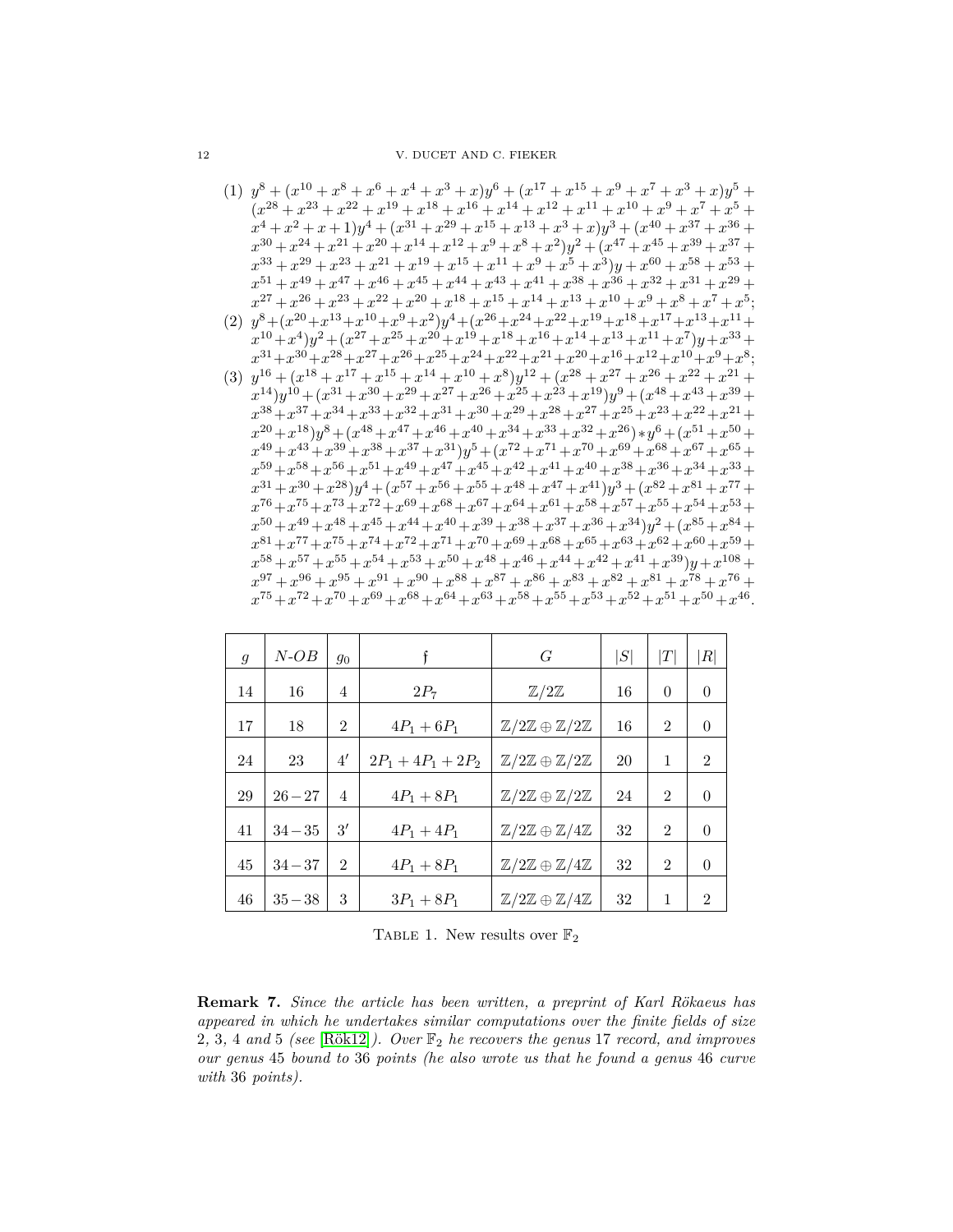(1) $y^8 + (x^{10} + x^8 + x^6 + x^4 + x^3 + x)y^6 + (x^{17} + x^{15} + x^9 + x^7 + x^3 + x)y^5 + (x^{28} + x^{23} + x^{22} + x^{19} + x^{18} + x^{16} + x^{14} + x^{12} + x^{11} + x^{10} + x^9 + x^7 + x^5 + x^4 + x^2 + x + 1)y^4 + (x^{31} + x^{29} + x^{15} + x^{13} + x^3 + x)y^3 + (x^{40} + x^{37} + x^{36} + x^{30} + x^{24} + x^{21} + x^{20} + x^{14} + x^{12} + x^9 + x^8 + x^2)y^2 + (x^{47} + x^{45} + x^{39} + x^{37} + x^{33} + x^{29} + x^{23} + x^{21} + x^{19} + x^{15} + x^{11} + x^9 + x^5 + x^3)y + x^{60} + x^{58} + x^{53} + x^{51} + x^{49} + x^{47} + x^{46} + x^{45} + x^{44} + x^{43} + x^{41} + x^{38} + x^{36} + x^{32} + x^{31} + x^{29} + x^{27} + x^{26} + x^{23} + x^{22} + x^{20} + x^{18} + x^{15} + x^{14} + x^{13} + x^{10} + x^9 + x^8 + x^7 + x^5$;

(2) $y^8 + (x^{20} + x^{13} + x^{10} + x^9 + x^2)y^4 + (x^{26} + x^{24} + x^{22} + x^{19} + x^{18} + x^{17} + x^{13} + x^{11} + x^{10} + x^4)y^2 + (x^{27} + x^{25} + x^{20} + x^{19} + x^{18} + x^{16} + x^{14} + x^{13} + x^{11} + x^7)y + x^{33} + x^{31} + x^{30} + x^{28} + x^{27} + x^{26} + x^{25} + x^{24} + x^{22} + x^{21} + x^{20} + x^{16} + x^{12} + x^{10} + x^9 + x^8$;

(3) $y^{16} + (x^{18} + x^{17} + x^{15} + x^{14} + x^{10} + x^8)y^{12} + (x^{28} + x^{27} + x^{26} + x^{22} + x^{21} + x^{14})y^{10} + (x^{31} + x^{30} + x^{29} + x^{27} + x^{26} + x^{25} + x^{23} + x^{19})y^9 + (x^{48} + x^{43} + x^{39} + x^{38} + x^{37} + x^{34} + x^{33} + x^{32} + x^{31} + x^{30} + x^{29} + x^{28} + x^{27} + x^{25} + x^{23} + x^{22} + x^{21} + x^{20} + x^{18})y^8 + (x^{48} + x^{47} + x^{46} + x^{40} + x^{34} + x^{33} + x^{32} + x^{26}) * y^6 + (x^{51} + x^{50} + x^{49} + x^{43} + x^{39} + x^{38} + x^{37} + x^{31})y^5 + (x^{72} + x^{71} + x^{70} + x^{69} + x^{68} + x^{67} + x^{65} + x^{59} + x^{58} + x^{56} + x^{51} + x^{49} + x^{47} + x^{45} + x^{42} + x^{41} + x^{40} + x^{38} + x^{36} + x^{34} + x^{33} + x^{31} + x^{30} + x^{28})y^4 + (x^{57} + x^{56} + x^{55} + x^{48} + x^{47} + x^{41})y^3 + (x^{82} + x^{81} + x^{77} + x^{76} + x^{75} + x^{73} + x^{72} + x^{69} + x^{68} + x^{67} + x^{64} + x^{61} + x^{58} + x^{57} + x^{55} + x^{54} + x^{53} + x^{50} + x^{49} + x^{48} + x^{45} + x^{44} + x^{40} + x^{39} + x^{38} + x^{37} + x^{36} + x^{34})y^2 + (x^{85} + x^{84} + x^{81} + x^{77} + x^{75} + x^{74} + x^{72} + x^{71} + x^{70} + x^{69} + x^{68} + x^{65} + x^{63} + x^{62} + x^{60} + x^{59} + x^{58} + x^{57} + x^{55} + x^{54} + x^{53} + x^{50} + x^{48} + x^{46} + x^{44} + x^{42} + x^{41} + x^{39})y + x^{108} + x^{97} + x^{96} + x^{95} + x^{91} + x^{90} + x^{88} + x^{87} + x^{86} + x^{83} + x^{82} + x^{81} + x^{78} + x^{76} + x^{75} + x^{72} + x^{70} + x^{69} + x^{68} + x^{64} + x^{63} + x^{58} + x^{55} + x^{53} + x^{52} + x^{51} + x^{50} + x^{46}$.

| $g$ | $N$-$OB$ | $g_0$ | $\mathfrak{f}$ | $G$ | $\lvert S\rvert$ | $\lvert T\rvert$ | $\lvert R\rvert$ |
|---|---|---|---|---|---|---|---|
| 14 | 16 | 4 | $2P_7$ | $\mathbb{Z}/2\mathbb{Z}$ | 16 | 0 | 0 |
| 17 | 18 | 2 | $4P_1 + 6P_1$ | $\mathbb{Z}/2\mathbb{Z} \oplus \mathbb{Z}/2\mathbb{Z}$ | 16 | 2 | 0 |
| 24 | 23 | $4'$ | $2P_1 + 4P_1 + 2P_2$ | $\mathbb{Z}/2\mathbb{Z} \oplus \mathbb{Z}/2\mathbb{Z}$ | 20 | 1 | 2 |
| 29 | $26-27$ | 4 | $4P_1 + 8P_1$ | $\mathbb{Z}/2\mathbb{Z} \oplus \mathbb{Z}/2\mathbb{Z}$ | 24 | 2 | 0 |
| 41 | $34-35$ | $3'$ | $4P_1 + 4P_1$ | $\mathbb{Z}/2\mathbb{Z} \oplus \mathbb{Z}/4\mathbb{Z}$ | 32 | 2 | 0 |
| 45 | $34-37$ | 2 | $4P_1 + 8P_1$ | $\mathbb{Z}/2\mathbb{Z} \oplus \mathbb{Z}/4\mathbb{Z}$ | 32 | 2 | 0 |
| 46 | $35-38$ | 3 | $3P_1 + 8P_1$ | $\mathbb{Z}/2\mathbb{Z} \oplus \mathbb{Z}/4\mathbb{Z}$ | 32 | 1 | 2 |

Table 1. New results over $\mathbb{F}_2$

**Remark 7.** *Since the article has been written, a preprint of Karl Rökaeus has appeared in which he undertakes similar computations over the finite fields of size* 2, 3, 4 *and* 5 *(see* [Rök12]*). Over* $\mathbb{F}_2$ *he recovers the genus* 17 *record, and improves our genus* 45 *bound to* 36 *points (he also wrote us that he found a genus* 46 *curve with* 36 *points).*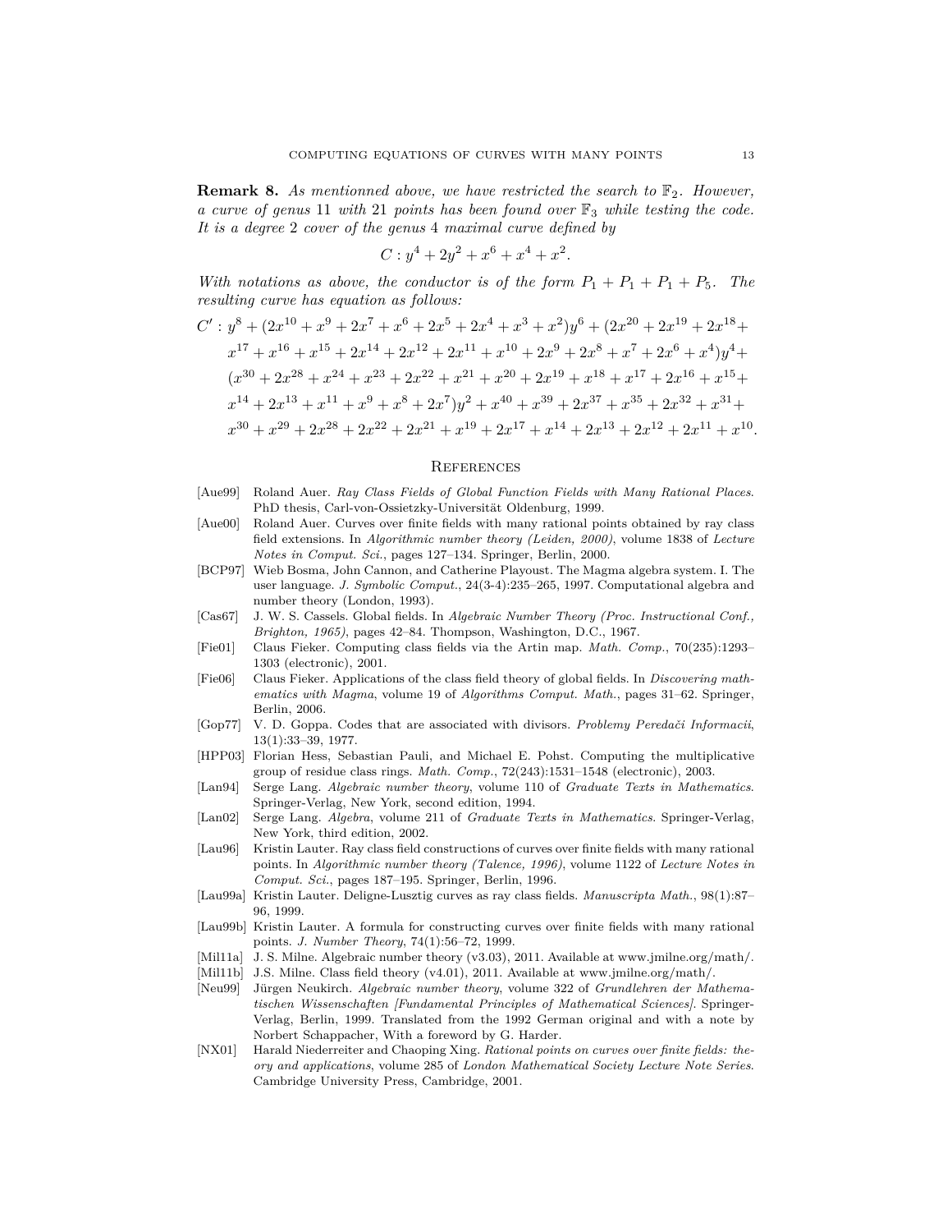**Remark 8.** *As mentionned above, we have restricted the search to $\mathbb{F}_2$. However, a curve of genus* 11 *with* 21 *points has been found over $\mathbb{F}_3$ while testing the code. It is a degree* 2 *cover of the genus* 4 *maximal curve defined by*

$$C : y^4 + 2y^2 + x^6 + x^4 + x^2.$$

*With notations as above, the conductor is of the form $P_1 + P_1 + P_1 + P_5$. The resulting curve has equation as follows:*

$$\begin{aligned}C' : y^8 &+ (2x^{10} + x^9 + 2x^7 + x^6 + 2x^5 + 2x^4 + x^3 + x^2)y^6 + (2x^{20} + 2x^{19} + 2x^{18} + \\ &x^{17} + x^{16} + x^{15} + 2x^{14} + 2x^{12} + 2x^{11} + x^{10} + 2x^9 + 2x^8 + x^7 + 2x^6 + x^4)y^4 + \\ &(x^{30} + 2x^{28} + x^{24} + x^{23} + 2x^{22} + x^{21} + x^{20} + 2x^{19} + x^{18} + x^{17} + 2x^{16} + x^{15} + \\ &x^{14} + 2x^{13} + x^{11} + x^9 + x^8 + 2x^7)y^2 + x^{40} + x^{39} + 2x^{37} + x^{35} + 2x^{32} + x^{31} + \\ &x^{30} + x^{29} + 2x^{28} + 2x^{22} + 2x^{21} + x^{19} + 2x^{17} + x^{14} + 2x^{13} + 2x^{12} + 2x^{11} + x^{10}.\end{aligned}$$

## References

[Aue99] Roland Auer. *Ray Class Fields of Global Function Fields with Many Rational Places*. PhD thesis, Carl-von-Ossietzky-Universität Oldenburg, 1999.

[Aue00] Roland Auer. Curves over finite fields with many rational points obtained by ray class field extensions. In *Algorithmic number theory (Leiden, 2000)*, volume 1838 of *Lecture Notes in Comput. Sci.*, pages 127–134. Springer, Berlin, 2000.

[BCP97] Wieb Bosma, John Cannon, and Catherine Playoust. The Magma algebra system. I. The user language. *J. Symbolic Comput.*, 24(3-4):235–265, 1997. Computational algebra and number theory (London, 1993).

[Cas67] J. W. S. Cassels. Global fields. In *Algebraic Number Theory (Proc. Instructional Conf., Brighton, 1965)*, pages 42–84. Thompson, Washington, D.C., 1967.

[Fie01] Claus Fieker. Computing class fields via the Artin map. *Math. Comp.*, 70(235):1293–1303 (electronic), 2001.

[Fie06] Claus Fieker. Applications of the class field theory of global fields. In *Discovering mathematics with Magma*, volume 19 of *Algorithms Comput. Math.*, pages 31–62. Springer, Berlin, 2006.

[Gop77] V. D. Goppa. Codes that are associated with divisors. *Problemy Peredači Informacii*, 13(1):33–39, 1977.

[HPP03] Florian Hess, Sebastian Pauli, and Michael E. Pohst. Computing the multiplicative group of residue class rings. *Math. Comp.*, 72(243):1531–1548 (electronic), 2003.

[Lan94] Serge Lang. *Algebraic number theory*, volume 110 of *Graduate Texts in Mathematics*. Springer-Verlag, New York, second edition, 1994.

[Lan02] Serge Lang. *Algebra*, volume 211 of *Graduate Texts in Mathematics*. Springer-Verlag, New York, third edition, 2002.

[Lau96] Kristin Lauter. Ray class field constructions of curves over finite fields with many rational points. In *Algorithmic number theory (Talence, 1996)*, volume 1122 of *Lecture Notes in Comput. Sci.*, pages 187–195. Springer, Berlin, 1996.

[Lau99a] Kristin Lauter. Deligne-Lusztig curves as ray class fields. *Manuscripta Math.*, 98(1):87–96, 1999.

[Lau99b] Kristin Lauter. A formula for constructing curves over finite fields with many rational points. *J. Number Theory*, 74(1):56–72, 1999.

[Mil11a] J. S. Milne. Algebraic number theory (v3.03), 2011. Available at www.jmilne.org/math/.

[Mil11b] J.S. Milne. Class field theory (v4.01), 2011. Available at www.jmilne.org/math/.

[Neu99] Jürgen Neukirch. *Algebraic number theory*, volume 322 of *Grundlehren der Mathematischen Wissenschaften [Fundamental Principles of Mathematical Sciences]*. Springer-Verlag, Berlin, 1999. Translated from the 1992 German original and with a note by Norbert Schappacher, With a foreword by G. Harder.

[NX01] Harald Niederreiter and Chaoping Xing. *Rational points on curves over finite fields: theory and applications*, volume 285 of *London Mathematical Society Lecture Note Series*. Cambridge University Press, Cambridge, 2001.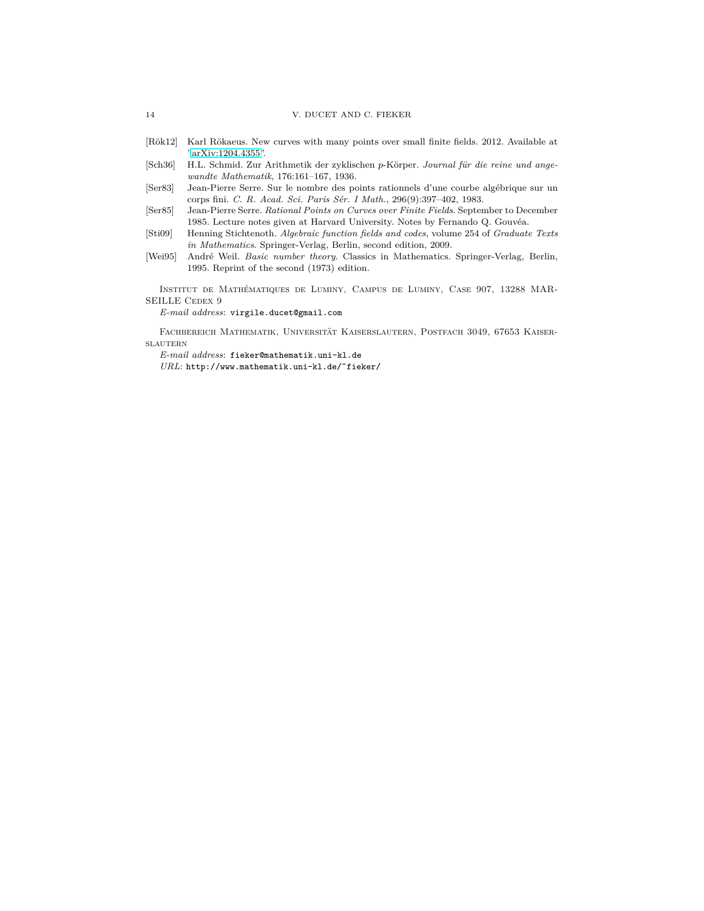- [Rök12] Karl Rökaeus. New curves with many points over small finite fields. 2012. Available at 'arXiv:1204.4355'.
- [Sch36] H.L. Schmid. Zur Arithmetik der zyklischen $p$-Körper. *Journal für die reine und angewandte Mathematik*, 176:161–167, 1936.
- [Ser83] Jean-Pierre Serre. Sur le nombre des points rationnels d'une courbe algébrique sur un corps fini. *C. R. Acad. Sci. Paris Sér. I Math.*, 296(9):397–402, 1983.
- [Ser85] Jean-Pierre Serre. *Rational Points on Curves over Finite Fields*. September to December 1985. Lecture notes given at Harvard University. Notes by Fernando Q. Gouvéa.
- [Sti09] Henning Stichtenoth. *Algebraic function fields and codes*, volume 254 of *Graduate Texts in Mathematics*. Springer-Verlag, Berlin, second edition, 2009.
- [Wei95] André Weil. *Basic number theory*. Classics in Mathematics. Springer-Verlag, Berlin, 1995. Reprint of the second (1973) edition.

Institut de Mathématiques de Luminy, Campus de Luminy, Case 907, 13288 MARSEILLE Cedex 9

*E-mail address*: virgile.ducet@gmail.com

Fachbereich Mathematik, Universität Kaiserslautern, Postfach 3049, 67653 Kaiserslautern

*E-mail address*: fieker@mathematik.uni-kl.de

*URL*: http://www.mathematik.uni-kl.de/~fieker/